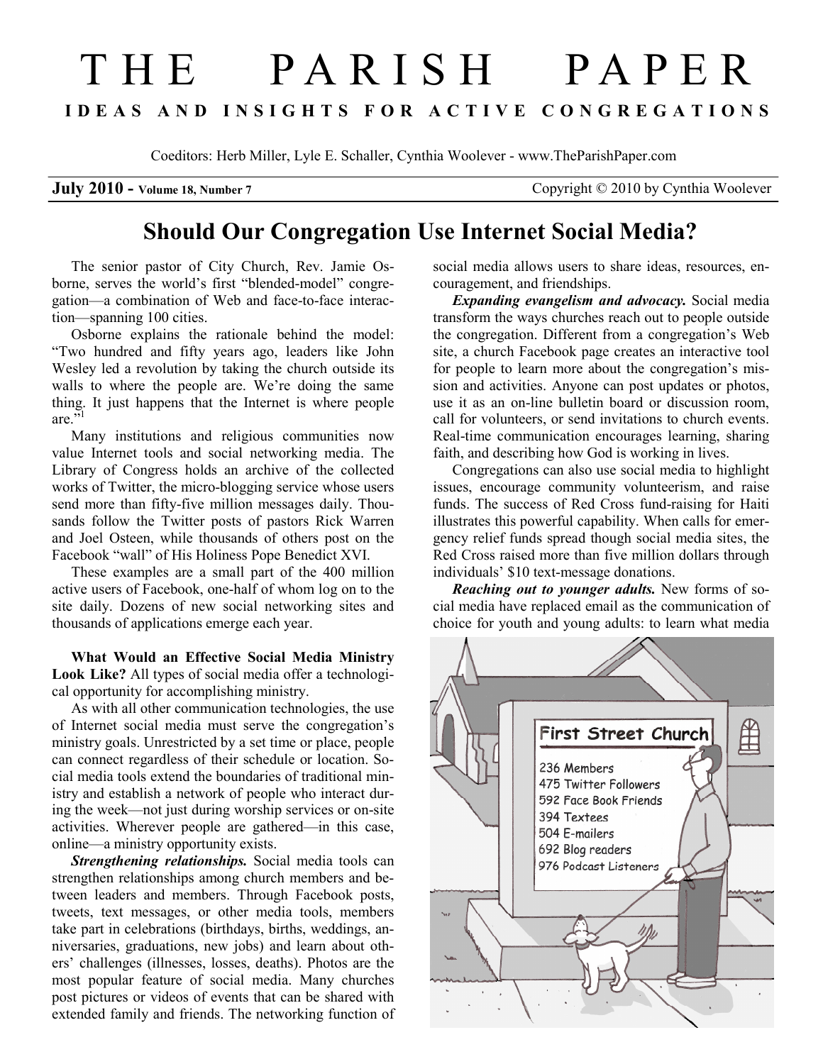# THE PARISH PAPER

**IDEAS AND INSIGHTS FOR ACTIVE CONGREGATIONS**

Coeditors: Herb Miller, Lyle E. Schaller, Cynthia Woolever - www.TheParishPaper.com

**July 2010 - Volume 18, Number 7** Copyright © 2010 by Cynthia Woolever

## Should Our Congregation Use Internet Social Media?

The senior pastor of City Church, Rev. Jamie Osborne, serves the world's first "blended-model" congregation—a combination of Web and face-to-face interaction—spanning 100 cities.

Osborne explains the rationale behind the model: "Two hundred and fifty years ago, leaders like John Wesley led a revolution by taking the church outside its walls to where the people are. We're doing the same thing. It just happens that the Internet is where people are."[1]

Many institutions and religious communities now value Internet tools and social networking media. The Library of Congress holds an archive of the collected works of Twitter, the micro-blogging service whose users send more than fifty-five million messages daily. Thousands follow the Twitter posts of pastors Rick Warren and Joel Osteen, while thousands of others post on the Facebook "wall" of His Holiness Pope Benedict XVI.

These examples are a small part of the 400 million active users of Facebook, one-half of whom log on to the site daily. Dozens of new social networking sites and thousands of applications emerge each year.

**What Would an Effective Social Media Ministry Look Like?** All types of social media offer a technological opportunity for accomplishing ministry.

As with all other communication technologies, the use of Internet social media must serve the congregation's ministry goals. Unrestricted by a set time or place, people can connect regardless of their schedule or location. Social media tools extend the boundaries of traditional ministry and establish a network of people who interact during the week—not just during worship services or on-site activities. Wherever people are gathered—in this case, online—a ministry opportunity exists.

***Strengthening relationships.*** Social media tools can strengthen relationships among church members and between leaders and members. Through Facebook posts, tweets, text messages, or other media tools, members take part in celebrations (birthdays, births, weddings, anniversaries, graduations, new jobs) and learn about others' challenges (illnesses, losses, deaths). Photos are the most popular feature of social media. Many churches post pictures or videos of events that can be shared with extended family and friends. The networking function of social media allows users to share ideas, resources, encouragement, and friendships.

***Expanding evangelism and advocacy.*** Social media transform the ways churches reach out to people outside the congregation. Different from a congregation's Web site, a church Facebook page creates an interactive tool for people to learn more about the congregation's mission and activities. Anyone can post updates or photos, use it as an on-line bulletin board or discussion room, call for volunteers, or send invitations to church events. Real-time communication encourages learning, sharing faith, and describing how God is working in lives.

Congregations can also use social media to highlight issues, encourage community volunteerism, and raise funds. The success of Red Cross fund-raising for Haiti illustrates this powerful capability. When calls for emergency relief funds spread though social media sites, the Red Cross raised more than five million dollars through individuals' $10 text-message donations.

***Reaching out to younger adults.*** New forms of social media have replaced email as the communication of choice for youth and young adults: to learn what media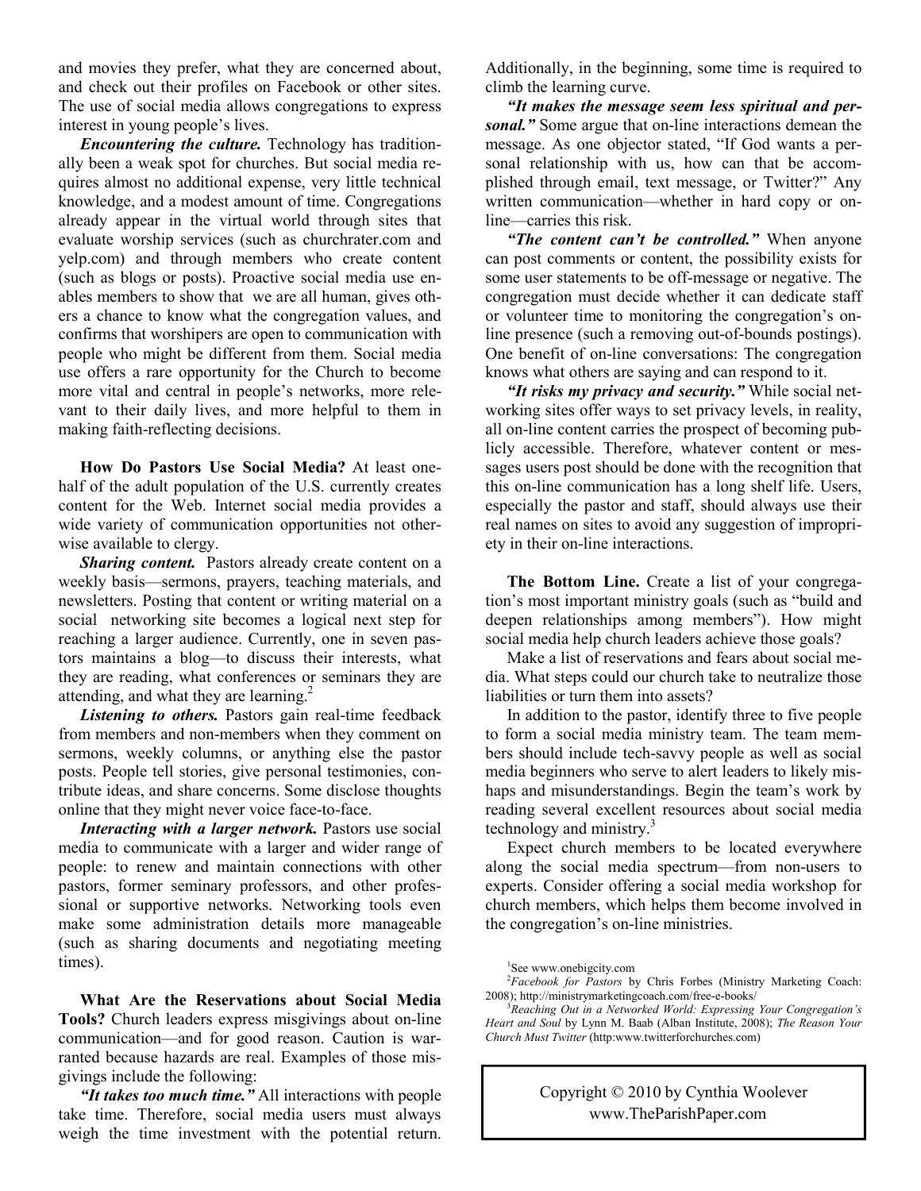and movies they prefer, what they are concerned about, and check out their profiles on Facebook or other sites. The use of social media allows congregations to express interest in young people's lives.

***Encountering the culture.*** Technology has traditionally been a weak spot for churches. But social media requires almost no additional expense, very little technical knowledge, and a modest amount of time. Congregations already appear in the virtual world through sites that evaluate worship services (such as churchrater.com and yelp.com) and through members who create content (such as blogs or posts). Proactive social media use enables members to show that we are all human, gives others a chance to know what the congregation values, and confirms that worshipers are open to communication with people who might be different from them. Social media use offers a rare opportunity for the Church to become more vital and central in people's networks, more relevant to their daily lives, and more helpful to them in making faith-reflecting decisions.

**How Do Pastors Use Social Media?** At least one-half of the adult population of the U.S. currently creates content for the Web. Internet social media provides a wide variety of communication opportunities not otherwise available to clergy.

***Sharing content.*** Pastors already create content on a weekly basis—sermons, prayers, teaching materials, and newsletters. Posting that content or writing material on a social networking site becomes a logical next step for reaching a larger audience. Currently, one in seven pastors maintains a blog—to discuss their interests, what they are reading, what conferences or seminars they are attending, and what they are learning.[2]

***Listening to others.*** Pastors gain real-time feedback from members and non-members when they comment on sermons, weekly columns, or anything else the pastor posts. People tell stories, give personal testimonies, contribute ideas, and share concerns. Some disclose thoughts online that they might never voice face-to-face.

***Interacting with a larger network.*** Pastors use social media to communicate with a larger and wider range of people: to renew and maintain connections with other pastors, former seminary professors, and other professional or supportive networks. Networking tools even make some administration details more manageable (such as sharing documents and negotiating meeting times).

**What Are the Reservations about Social Media Tools?** Church leaders express misgivings about on-line communication—and for good reason. Caution is warranted because hazards are real. Examples of those misgivings include the following:

***"It takes too much time."*** All interactions with people take time. Therefore, social media users must always weigh the time investment with the potential return. Additionally, in the beginning, some time is required to climb the learning curve.

***"It makes the message seem less spiritual and personal."*** Some argue that on-line interactions demean the message. As one objector stated, "If God wants a personal relationship with us, how can that be accomplished through email, text message, or Twitter?" Any written communication—whether in hard copy or on-line—carries this risk.

***"The content can't be controlled."*** When anyone can post comments or content, the possibility exists for some user statements to be off-message or negative. The congregation must decide whether it can dedicate staff or volunteer time to monitoring the congregation's on-line presence (such a removing out-of-bounds postings). One benefit of on-line conversations: The congregation knows what others are saying and can respond to it.

***"It risks my privacy and security."*** While social networking sites offer ways to set privacy levels, in reality, all on-line content carries the prospect of becoming publicly accessible. Therefore, whatever content or messages users post should be done with the recognition that this on-line communication has a long shelf life. Users, especially the pastor and staff, should always use their real names on sites to avoid any suggestion of impropriety in their on-line interactions.

**The Bottom Line.** Create a list of your congregation's most important ministry goals (such as "build and deepen relationships among members"). How might social media help church leaders achieve those goals?

Make a list of reservations and fears about social media. What steps could our church take to neutralize those liabilities or turn them into assets?

In addition to the pastor, identify three to five people to form a social media ministry team. The team members should include tech-savvy people as well as social media beginners who serve to alert leaders to likely mishaps and misunderstandings. Begin the team's work by reading several excellent resources about social media technology and ministry.[3]

Expect church members to be located everywhere along the social media spectrum—from non-users to experts. Consider offering a social media workshop for church members, which helps them become involved in the congregation's on-line ministries.

[1] See www.onebigcity.com

[2] *Facebook for Pastors* by Chris Forbes (Ministry Marketing Coach: 2008); http://ministrymarketingcoach.com/free-e-books/

[3] *Reaching Out in a Networked World: Expressing Your Congregation's Heart and Soul* by Lynn M. Baab (Alban Institute, 2008); *The Reason Your Church Must Twitter* (http:www.twitterforchurches.com)

Copyright © 2010 by Cynthia Woolever
www.TheParishPaper.com